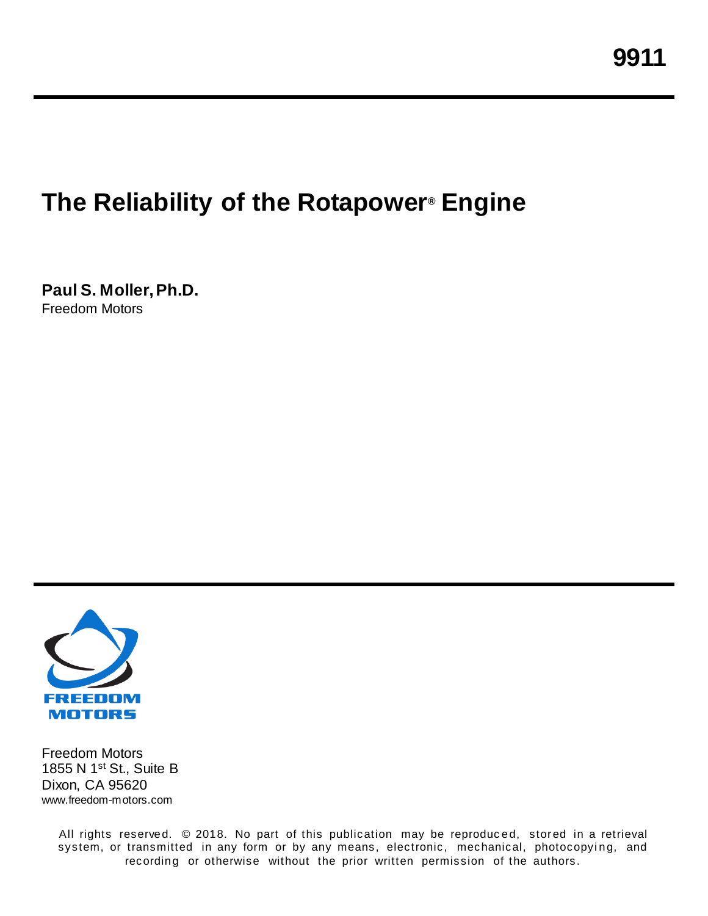9911

# The Reliability of the Rotapower® Engine

**Paul S. Moller, Ph.D.**
Freedom Motors

FREEDOM MOTORS

Freedom Motors
1855 N 1st St., Suite B
Dixon, CA 95620
www.freedom-motors.com

All rights reserved. © 2018. No part of this publication may be reproduced, stored in a retrieval system, or transmitted in any form or by any means, electronic, mechanical, photocopying, and recording or otherwise without the prior written permission of the authors.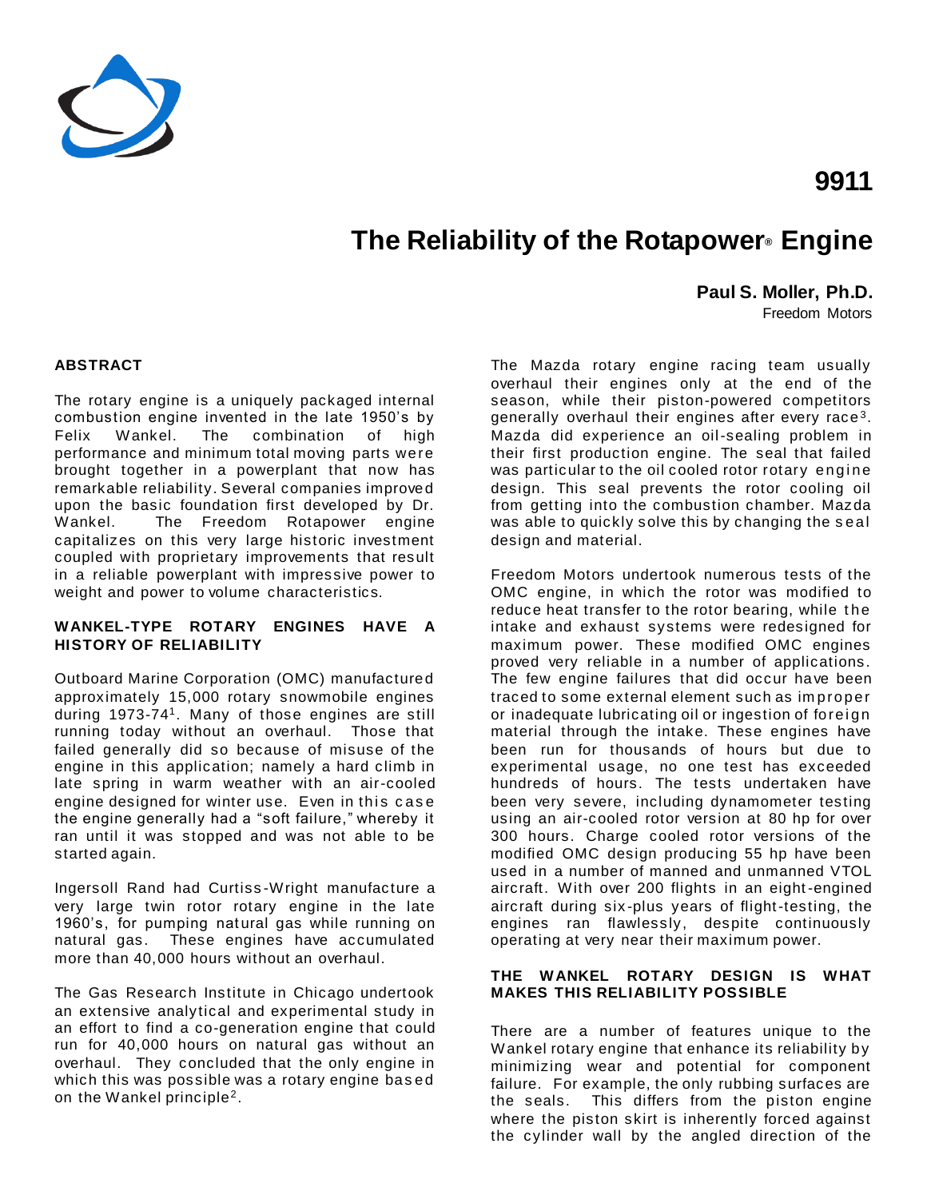9911

# The Reliability of the Rotapower® Engine

**Paul S. Moller, Ph.D.**
Freedom Motors

## ABSTRACT

The rotary engine is a uniquely packaged internal combustion engine invented in the late 1950's by Felix Wankel. The combination of high performance and minimum total moving parts were brought together in a powerplant that now has remarkable reliability. Several companies improved upon the basic foundation first developed by Dr. Wankel. The Freedom Rotapower engine capitalizes on this very large historic investment coupled with proprietary improvements that result in a reliable powerplant with impressive power to weight and power to volume characteristics.

## WANKEL-TYPE ROTARY ENGINES HAVE A HISTORY OF RELIABILITY

Outboard Marine Corporation (OMC) manufactured approximately 15,000 rotary snowmobile engines during 1973-74[1]. Many of those engines are still running today without an overhaul. Those that failed generally did so because of misuse of the engine in this application; namely a hard climb in late spring in warm weather with an air-cooled engine designed for winter use. Even in this case the engine generally had a "soft failure," whereby it ran until it was stopped and was not able to be started again.

Ingersoll Rand had Curtiss-Wright manufacture a very large twin rotor rotary engine in the late 1960's, for pumping natural gas while running on natural gas. These engines have accumulated more than 40,000 hours without an overhaul.

The Gas Research Institute in Chicago undertook an extensive analytical and experimental study in an effort to find a co-generation engine that could run for 40,000 hours on natural gas without an overhaul. They concluded that the only engine in which this was possible was a rotary engine based on the Wankel principle[2].

The Mazda rotary engine racing team usually overhaul their engines only at the end of the season, while their piston-powered competitors generally overhaul their engines after every race[3]. Mazda did experience an oil-sealing problem in their first production engine. The seal that failed was particular to the oil cooled rotor rotary engine design. This seal prevents the rotor cooling oil from getting into the combustion chamber. Mazda was able to quickly solve this by changing the seal design and material.

Freedom Motors undertook numerous tests of the OMC engine, in which the rotor was modified to reduce heat transfer to the rotor bearing, while the intake and exhaust systems were redesigned for maximum power. These modified OMC engines proved very reliable in a number of applications. The few engine failures that did occur have been traced to some external element such as improper or inadequate lubricating oil or ingestion of foreign material through the intake. These engines have been run for thousands of hours but due to experimental usage, no one test has exceeded hundreds of hours. The tests undertaken have been very severe, including dynamometer testing using an air-cooled rotor version at 80 hp for over 300 hours. Charge cooled rotor versions of the modified OMC design producing 55 hp have been used in a number of manned and unmanned VTOL aircraft. With over 200 flights in an eight-engined aircraft during six-plus years of flight-testing, the engines ran flawlessly, despite continuously operating at very near their maximum power.

## THE WANKEL ROTARY DESIGN IS WHAT MAKES THIS RELIABILITY POSSIBLE

There are a number of features unique to the Wankel rotary engine that enhance its reliability by minimizing wear and potential for component failure. For example, the only rubbing surfaces are the seals. This differs from the piston engine where the piston skirt is inherently forced against the cylinder wall by the angled direction of the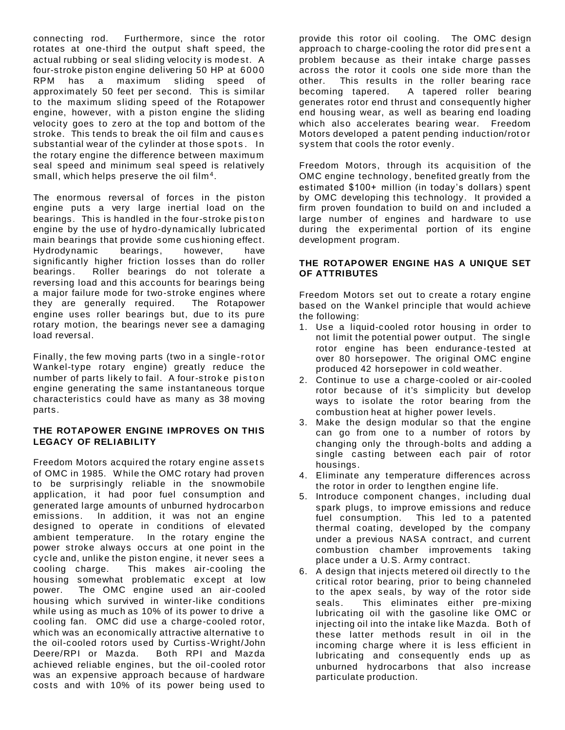connecting rod. Furthermore, since the rotor rotates at one-third the output shaft speed, the actual rubbing or seal sliding velocity is modest. A four-stroke piston engine delivering 50 HP at 6000 RPM has a maximum sliding speed of approximately 50 feet per second. This is similar to the maximum sliding speed of the Rotapower engine, however, with a piston engine the sliding velocity goes to zero at the top and bottom of the stroke. This tends to break the oil film and causes substantial wear of the cylinder at those spots. In the rotary engine the difference between maximum seal speed and minimum seal speed is relatively small, which helps preserve the oil film[4].

The enormous reversal of forces in the piston engine puts a very large inertial load on the bearings. This is handled in the four-stroke piston engine by the use of hydro-dynamically lubricated main bearings that provide some cushioning effect. Hydrodynamic bearings, however, have significantly higher friction losses than do roller bearings. Roller bearings do not tolerate a reversing load and this accounts for bearings being a major failure mode for two-stroke engines where they are generally required. The Rotapower engine uses roller bearings but, due to its pure rotary motion, the bearings never see a damaging load reversal.

Finally, the few moving parts (two in a single-rotor Wankel-type rotary engine) greatly reduce the number of parts likely to fail. A four-stroke piston engine generating the same instantaneous torque characteristics could have as many as 38 moving parts.

**THE ROTAPOWER ENGINE IMPROVES ON THIS LEGACY OF RELIABILITY**

Freedom Motors acquired the rotary engine assets of OMC in 1985. While the OMC rotary had proven to be surprisingly reliable in the snowmobile application, it had poor fuel consumption and generated large amounts of unburned hydrocarbon emissions. In addition, it was not an engine designed to operate in conditions of elevated ambient temperature. In the rotary engine the power stroke always occurs at one point in the cycle and, unlike the piston engine, it never sees a cooling charge. This makes air-cooling the housing somewhat problematic except at low power. The OMC engine used an air-cooled housing which survived in winter-like conditions while using as much as 10% of its power to drive a cooling fan. OMC did use a charge-cooled rotor, which was an economically attractive alternative to the oil-cooled rotors used by Curtiss-Wright/John Deere/RPI or Mazda. Both RPI and Mazda achieved reliable engines, but the oil-cooled rotor was an expensive approach because of hardware costs and with 10% of its power being used to provide this rotor oil cooling. The OMC design approach to charge-cooling the rotor did present a problem because as their intake charge passes across the rotor it cools one side more than the other. This results in the roller bearing race becoming tapered. A tapered roller bearing generates rotor end thrust and consequently higher end housing wear, as well as bearing end loading which also accelerates bearing wear. Freedom Motors developed a patent pending induction/rotor system that cools the rotor evenly.

Freedom Motors, through its acquisition of the OMC engine technology, benefited greatly from the estimated $100+ million (in today's dollars) spent by OMC developing this technology. It provided a firm proven foundation to build on and included a large number of engines and hardware to use during the experimental portion of its engine development program.

**THE ROTAPOWER ENGINE HAS A UNIQUE SET OF ATTRIBUTES**

Freedom Motors set out to create a rotary engine based on the Wankel principle that would achieve the following:

1. Use a liquid-cooled rotor housing in order to not limit the potential power output. The single rotor engine has been endurance-tested at over 80 horsepower. The original OMC engine produced 42 horsepower in cold weather.
2. Continue to use a charge-cooled or air-cooled rotor because of it's simplicity but develop ways to isolate the rotor bearing from the combustion heat at higher power levels.
3. Make the design modular so that the engine can go from one to a number of rotors by changing only the through-bolts and adding a single casting between each pair of rotor housings.
4. Eliminate any temperature differences across the rotor in order to lengthen engine life.
5. Introduce component changes, including dual spark plugs, to improve emissions and reduce fuel consumption. This led to a patented thermal coating, developed by the company under a previous NASA contract, and current combustion chamber improvements taking place under a U.S. Army contract.
6. A design that injects metered oil directly to the critical rotor bearing, prior to being channeled to the apex seals, by way of the rotor side seals. This eliminates either pre-mixing lubricating oil with the gasoline like OMC or injecting oil into the intake like Mazda. Both of these latter methods result in oil in the incoming charge where it is less efficient in lubricating and consequently ends up as unburned hydrocarbons that also increase particulate production.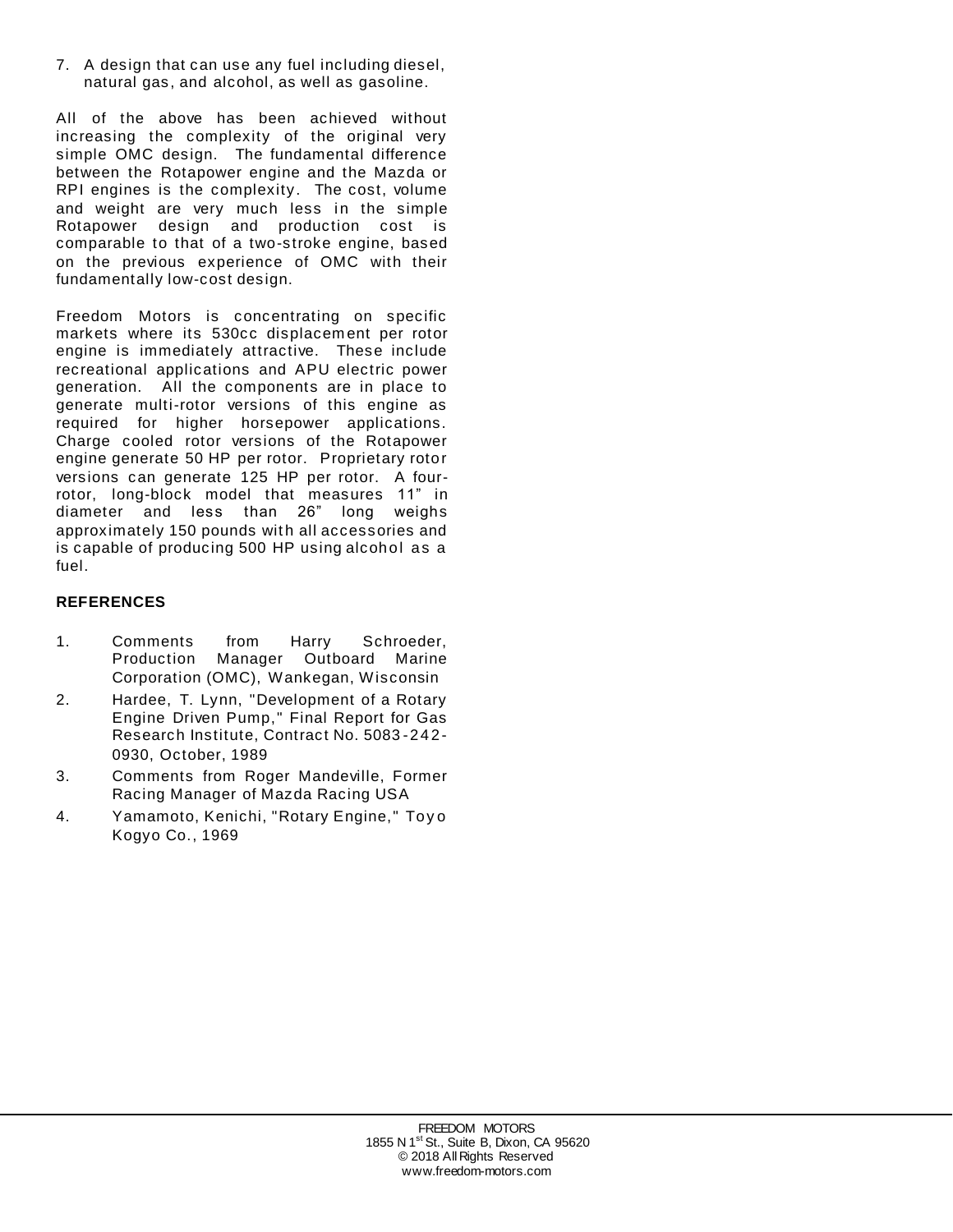7. A design that can use any fuel including diesel, natural gas, and alcohol, as well as gasoline.

All of the above has been achieved without increasing the complexity of the original very simple OMC design. The fundamental difference between the Rotapower engine and the Mazda or RPI engines is the complexity. The cost, volume and weight are very much less in the simple Rotapower design and production cost is comparable to that of a two-stroke engine, based on the previous experience of OMC with their fundamentally low-cost design.

Freedom Motors is concentrating on specific markets where its 530cc displacement per rotor engine is immediately attractive. These include recreational applications and APU electric power generation. All the components are in place to generate multi-rotor versions of this engine as required for higher horsepower applications. Charge cooled rotor versions of the Rotapower engine generate 50 HP per rotor. Proprietary rotor versions can generate 125 HP per rotor. A four-rotor, long-block model that measures 11" in diameter and less than 26" long weighs approximately 150 pounds with all accessories and is capable of producing 500 HP using alcohol as a fuel.

**REFERENCES**

1. Comments from Harry Schroeder, Production Manager Outboard Marine Corporation (OMC), Wankegan, Wisconsin
2. Hardee, T. Lynn, "Development of a Rotary Engine Driven Pump," Final Report for Gas Research Institute, Contract No. 5083-242-0930, October, 1989
3. Comments from Roger Mandeville, Former Racing Manager of Mazda Racing USA
4. Yamamoto, Kenichi, "Rotary Engine," Toyo Kogyo Co., 1969

FREEDOM MOTORS
1855 N 1st St., Suite B, Dixon, CA 95620
© 2018 All Rights Reserved
www.freedom-motors.com